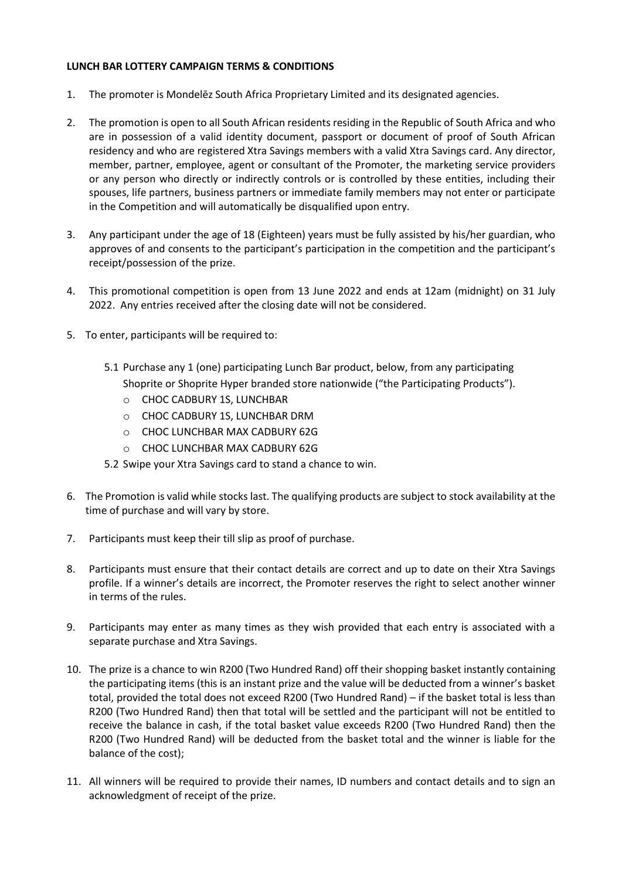**LUNCH BAR LOTTERY CAMPAIGN TERMS & CONDITIONS**

1. The promoter is Mondelēz South Africa Proprietary Limited and its designated agencies.

2. The promotion is open to all South African residents residing in the Republic of South Africa and who are in possession of a valid identity document, passport or document of proof of South African residency and who are registered Xtra Savings members with a valid Xtra Savings card. Any director, member, partner, employee, agent or consultant of the Promoter, the marketing service providers or any person who directly or indirectly controls or is controlled by these entities, including their spouses, life partners, business partners or immediate family members may not enter or participate in the Competition and will automatically be disqualified upon entry.

3. Any participant under the age of 18 (Eighteen) years must be fully assisted by his/her guardian, who approves of and consents to the participant's participation in the competition and the participant's receipt/possession of the prize.

4. This promotional competition is open from 13 June 2022 and ends at 12am (midnight) on 31 July 2022. Any entries received after the closing date will not be considered.

5. To enter, participants will be required to:

   5.1 Purchase any 1 (one) participating Lunch Bar product, below, from any participating Shoprite or Shoprite Hyper branded store nationwide ("the Participating Products").
   - CHOC CADBURY 1S, LUNCHBAR
   - CHOC CADBURY 1S, LUNCHBAR DRM
   - CHOC LUNCHBAR MAX CADBURY 62G
   - CHOC LUNCHBAR MAX CADBURY 62G

   5.2 Swipe your Xtra Savings card to stand a chance to win.

6. The Promotion is valid while stocks last. The qualifying products are subject to stock availability at the time of purchase and will vary by store.

7. Participants must keep their till slip as proof of purchase.

8. Participants must ensure that their contact details are correct and up to date on their Xtra Savings profile. If a winner's details are incorrect, the Promoter reserves the right to select another winner in terms of the rules.

9. Participants may enter as many times as they wish provided that each entry is associated with a separate purchase and Xtra Savings.

10. The prize is a chance to win R200 (Two Hundred Rand) off their shopping basket instantly containing the participating items (this is an instant prize and the value will be deducted from a winner's basket total, provided the total does not exceed R200 (Two Hundred Rand) – if the basket total is less than R200 (Two Hundred Rand) then that total will be settled and the participant will not be entitled to receive the balance in cash, if the total basket value exceeds R200 (Two Hundred Rand) then the R200 (Two Hundred Rand) will be deducted from the basket total and the winner is liable for the balance of the cost);

11. All winners will be required to provide their names, ID numbers and contact details and to sign an acknowledgment of receipt of the prize.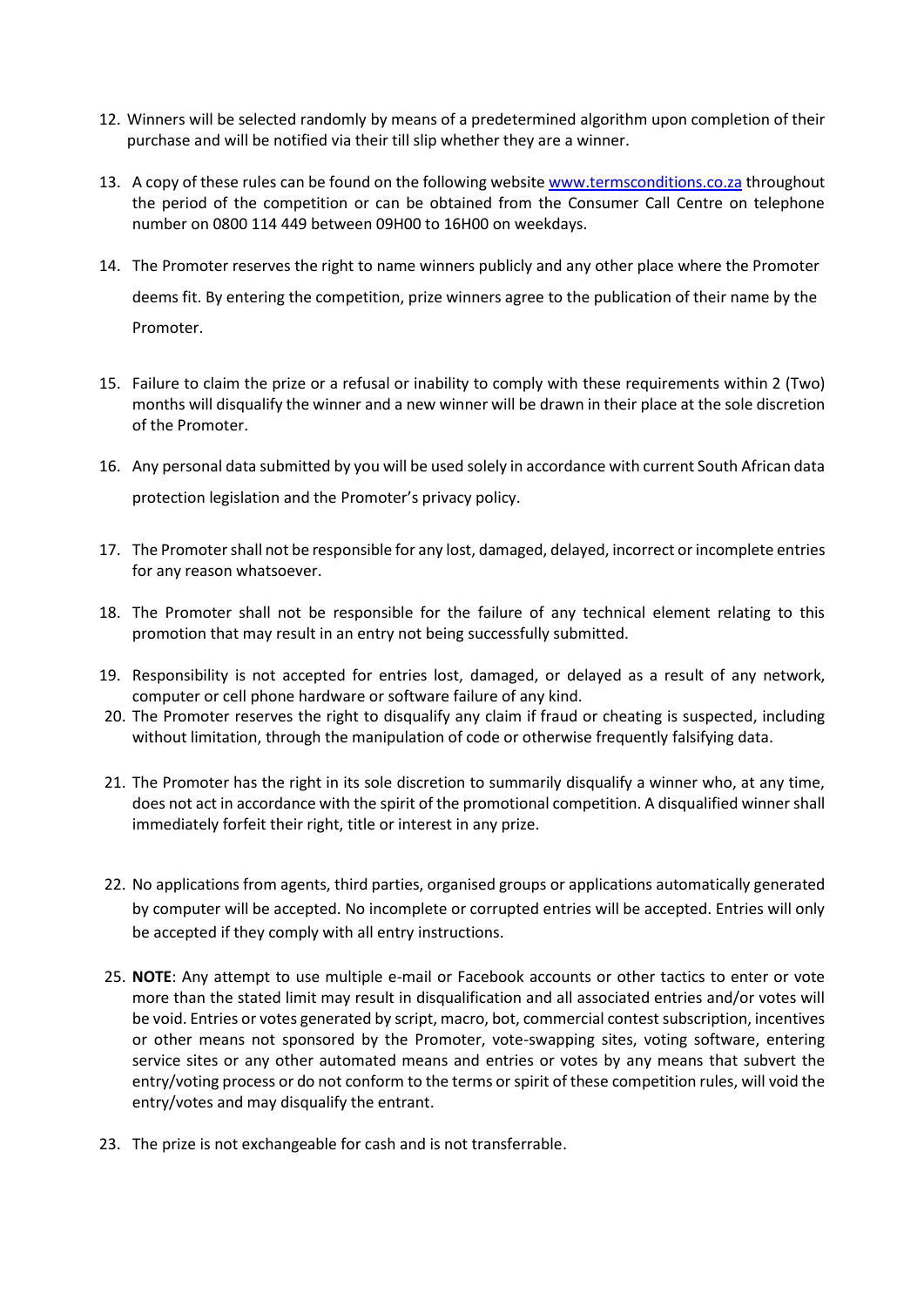12. Winners will be selected randomly by means of a predetermined algorithm upon completion of their purchase and will be notified via their till slip whether they are a winner.

13. A copy of these rules can be found on the following website www.termsconditions.co.za throughout the period of the competition or can be obtained from the Consumer Call Centre on telephone number on 0800 114 449 between 09H00 to 16H00 on weekdays.

14. The Promoter reserves the right to name winners publicly and any other place where the Promoter deems fit. By entering the competition, prize winners agree to the publication of their name by the Promoter.

15. Failure to claim the prize or a refusal or inability to comply with these requirements within 2 (Two) months will disqualify the winner and a new winner will be drawn in their place at the sole discretion of the Promoter.

16. Any personal data submitted by you will be used solely in accordance with current South African data protection legislation and the Promoter's privacy policy.

17. The Promoter shall not be responsible for any lost, damaged, delayed, incorrect or incomplete entries for any reason whatsoever.

18. The Promoter shall not be responsible for the failure of any technical element relating to this promotion that may result in an entry not being successfully submitted.

19. Responsibility is not accepted for entries lost, damaged, or delayed as a result of any network, computer or cell phone hardware or software failure of any kind.

20. The Promoter reserves the right to disqualify any claim if fraud or cheating is suspected, including without limitation, through the manipulation of code or otherwise frequently falsifying data.

21. The Promoter has the right in its sole discretion to summarily disqualify a winner who, at any time, does not act in accordance with the spirit of the promotional competition. A disqualified winner shall immediately forfeit their right, title or interest in any prize.

22. No applications from agents, third parties, organised groups or applications automatically generated by computer will be accepted. No incomplete or corrupted entries will be accepted. Entries will only be accepted if they comply with all entry instructions.

25. **NOTE**: Any attempt to use multiple e-mail or Facebook accounts or other tactics to enter or vote more than the stated limit may result in disqualification and all associated entries and/or votes will be void. Entries or votes generated by script, macro, bot, commercial contest subscription, incentives or other means not sponsored by the Promoter, vote-swapping sites, voting software, entering service sites or any other automated means and entries or votes by any means that subvert the entry/voting process or do not conform to the terms or spirit of these competition rules, will void the entry/votes and may disqualify the entrant.

23. The prize is not exchangeable for cash and is not transferrable.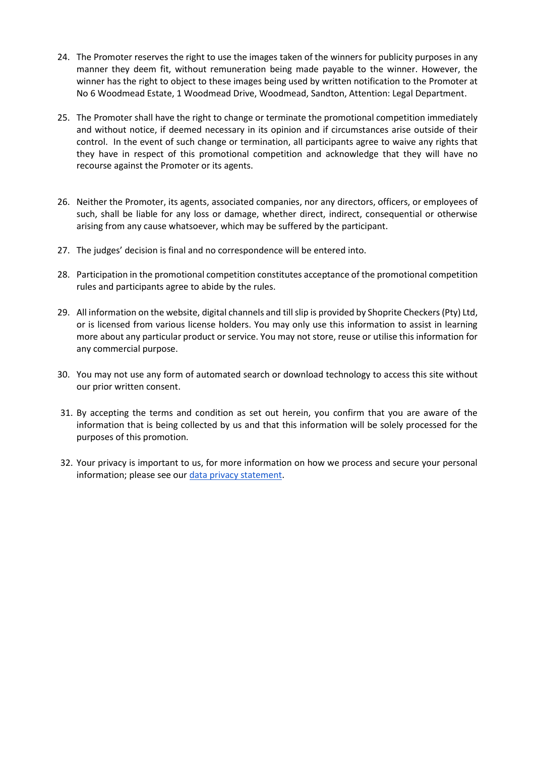24. The Promoter reserves the right to use the images taken of the winners for publicity purposes in any manner they deem fit, without remuneration being made payable to the winner. However, the winner has the right to object to these images being used by written notification to the Promoter at No 6 Woodmead Estate, 1 Woodmead Drive, Woodmead, Sandton, Attention: Legal Department.

25. The Promoter shall have the right to change or terminate the promotional competition immediately and without notice, if deemed necessary in its opinion and if circumstances arise outside of their control. In the event of such change or termination, all participants agree to waive any rights that they have in respect of this promotional competition and acknowledge that they will have no recourse against the Promoter or its agents.

26. Neither the Promoter, its agents, associated companies, nor any directors, officers, or employees of such, shall be liable for any loss or damage, whether direct, indirect, consequential or otherwise arising from any cause whatsoever, which may be suffered by the participant.

27. The judges' decision is final and no correspondence will be entered into.

28. Participation in the promotional competition constitutes acceptance of the promotional competition rules and participants agree to abide by the rules.

29. All information on the website, digital channels and till slip is provided by Shoprite Checkers (Pty) Ltd, or is licensed from various license holders. You may only use this information to assist in learning more about any particular product or service. You may not store, reuse or utilise this information for any commercial purpose.

30. You may not use any form of automated search or download technology to access this site without our prior written consent.

31. By accepting the terms and condition as set out herein, you confirm that you are aware of the information that is being collected by us and that this information will be solely processed for the purposes of this promotion.

32. Your privacy is important to us, for more information on how we process and secure your personal information; please see our data privacy statement.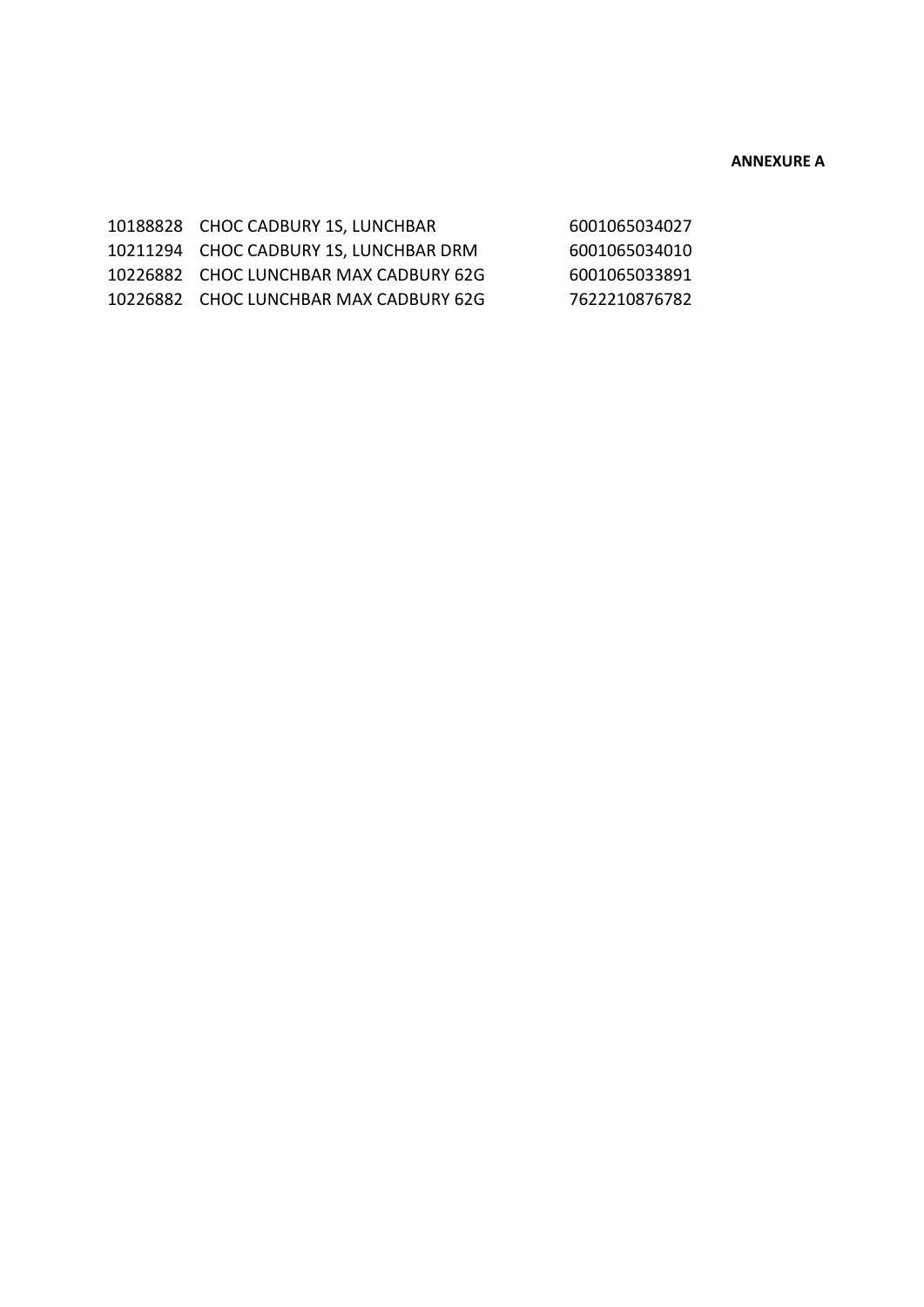**ANNEXURE A**

| | | |
|---|---|---|
| 10188828 | CHOC CADBURY 1S, LUNCHBAR | 6001065034027 |
| 10211294 | CHOC CADBURY 1S, LUNCHBAR DRM | 6001065034010 |
| 10226882 | CHOC LUNCHBAR MAX CADBURY 62G | 6001065033891 |
| 10226882 | CHOC LUNCHBAR MAX CADBURY 62G | 7622210876782 |